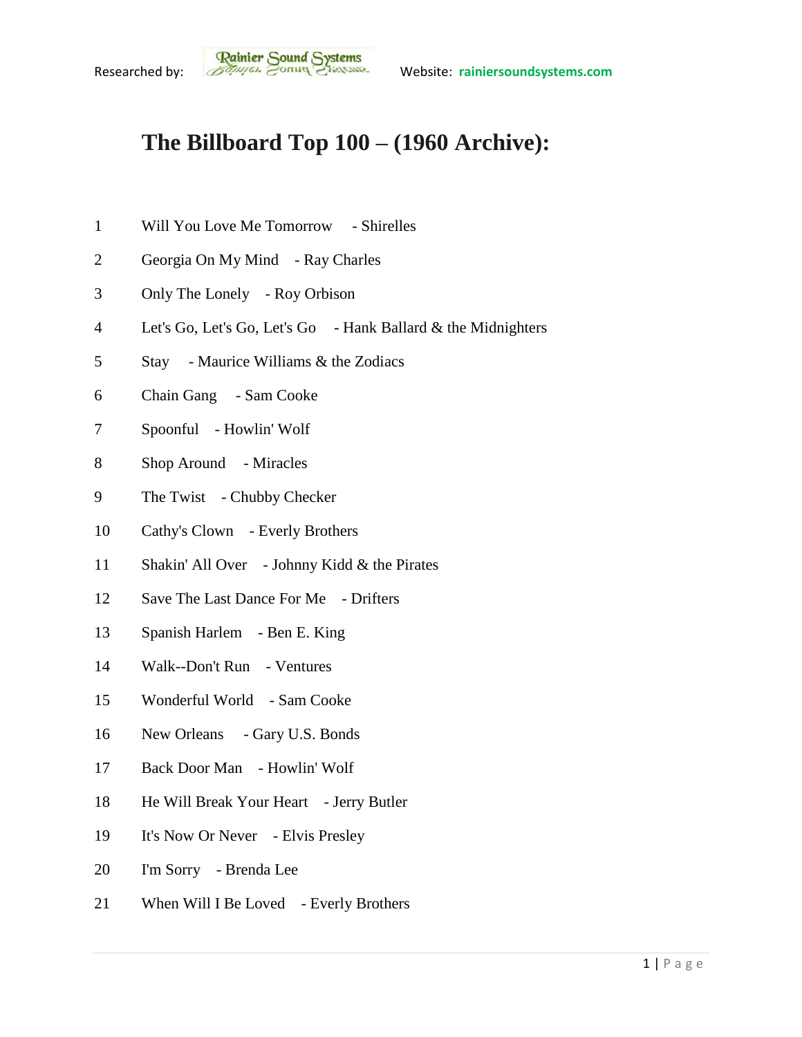Researched by: Rainier Sound Systems Website: rainiersoundsystems.com

# The Billboard Top 100 – (1960 Archive):

1 Will You Love Me Tomorrow - Shirelles

2 Georgia On My Mind - Ray Charles

3 Only The Lonely - Roy Orbison

4 Let's Go, Let's Go, Let's Go - Hank Ballard & the Midnighters

5 Stay - Maurice Williams & the Zodiacs

6 Chain Gang - Sam Cooke

7 Spoonful - Howlin' Wolf

8 Shop Around - Miracles

9 The Twist - Chubby Checker

10 Cathy's Clown - Everly Brothers

11 Shakin' All Over - Johnny Kidd & the Pirates

12 Save The Last Dance For Me - Drifters

13 Spanish Harlem - Ben E. King

14 Walk--Don't Run - Ventures

15 Wonderful World - Sam Cooke

16 New Orleans - Gary U.S. Bonds

17 Back Door Man - Howlin' Wolf

18 He Will Break Your Heart - Jerry Butler

19 It's Now Or Never - Elvis Presley

20 I'm Sorry - Brenda Lee

21 When Will I Be Loved - Everly Brothers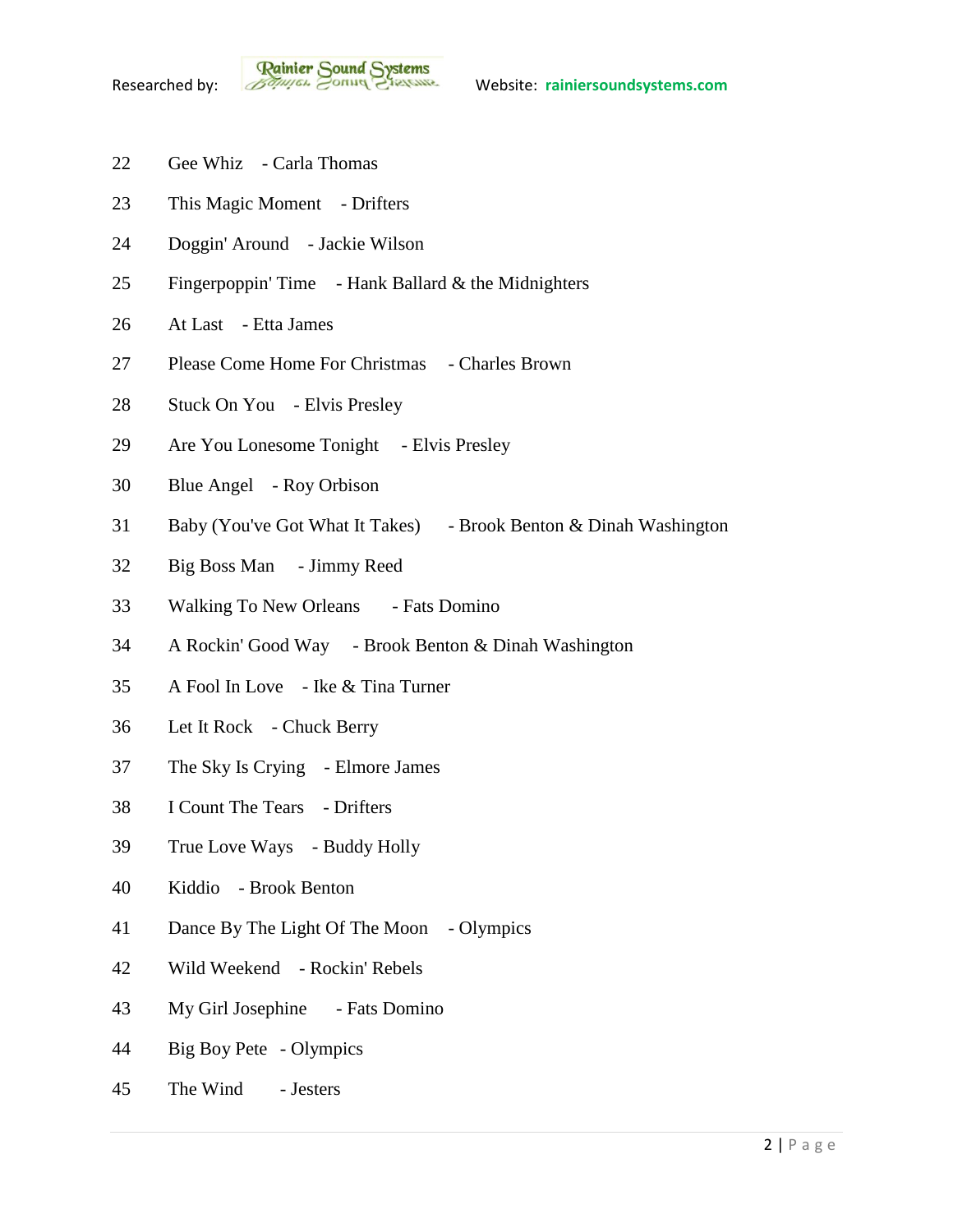22 Gee Whiz - Carla Thomas

23 This Magic Moment - Drifters

24 Doggin' Around - Jackie Wilson

25 Fingerpoppin' Time - Hank Ballard & the Midnighters

26 At Last - Etta James

27 Please Come Home For Christmas - Charles Brown

28 Stuck On You - Elvis Presley

29 Are You Lonesome Tonight - Elvis Presley

30 Blue Angel - Roy Orbison

31 Baby (You've Got What It Takes) - Brook Benton & Dinah Washington

32 Big Boss Man - Jimmy Reed

33 Walking To New Orleans - Fats Domino

34 A Rockin' Good Way - Brook Benton & Dinah Washington

35 A Fool In Love - Ike & Tina Turner

36 Let It Rock - Chuck Berry

37 The Sky Is Crying - Elmore James

38 I Count The Tears - Drifters

39 True Love Ways - Buddy Holly

40 Kiddio - Brook Benton

41 Dance By The Light Of The Moon - Olympics

42 Wild Weekend - Rockin' Rebels

43 My Girl Josephine - Fats Domino

44 Big Boy Pete - Olympics

45 The Wind - Jesters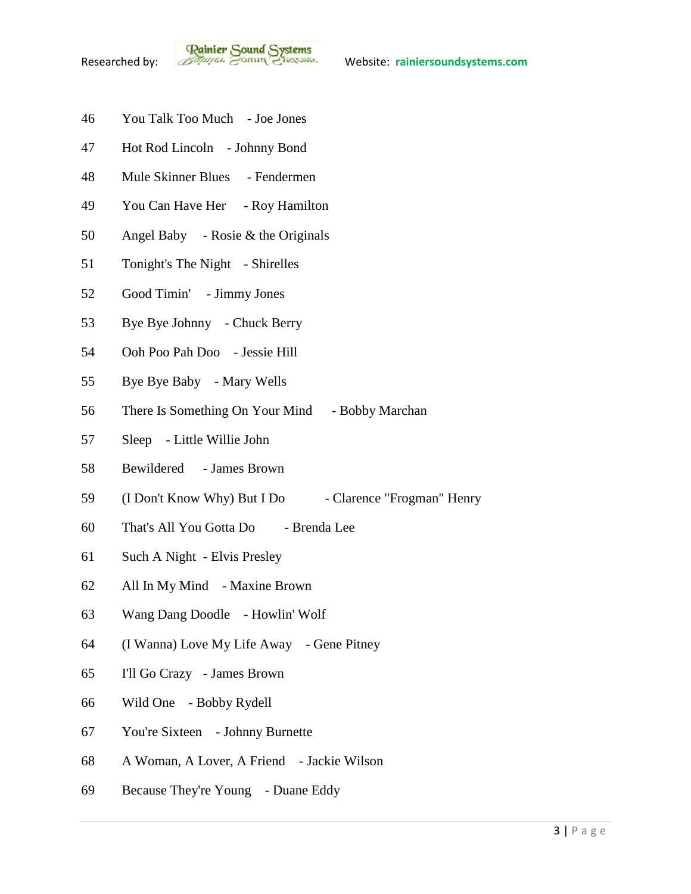46 You Talk Too Much - Joe Jones

47 Hot Rod Lincoln - Johnny Bond

48 Mule Skinner Blues - Fendermen

49 You Can Have Her - Roy Hamilton

50 Angel Baby - Rosie & the Originals

51 Tonight's The Night - Shirelles

52 Good Timin' - Jimmy Jones

53 Bye Bye Johnny - Chuck Berry

54 Ooh Poo Pah Doo - Jessie Hill

55 Bye Bye Baby - Mary Wells

56 There Is Something On Your Mind - Bobby Marchan

57 Sleep - Little Willie John

58 Bewildered - James Brown

59 (I Don't Know Why) But I Do - Clarence "Frogman" Henry

60 That's All You Gotta Do - Brenda Lee

61 Such A Night - Elvis Presley

62 All In My Mind - Maxine Brown

63 Wang Dang Doodle - Howlin' Wolf

64 (I Wanna) Love My Life Away - Gene Pitney

65 I'll Go Crazy - James Brown

66 Wild One - Bobby Rydell

67 You're Sixteen - Johnny Burnette

68 A Woman, A Lover, A Friend - Jackie Wilson

69 Because They're Young - Duane Eddy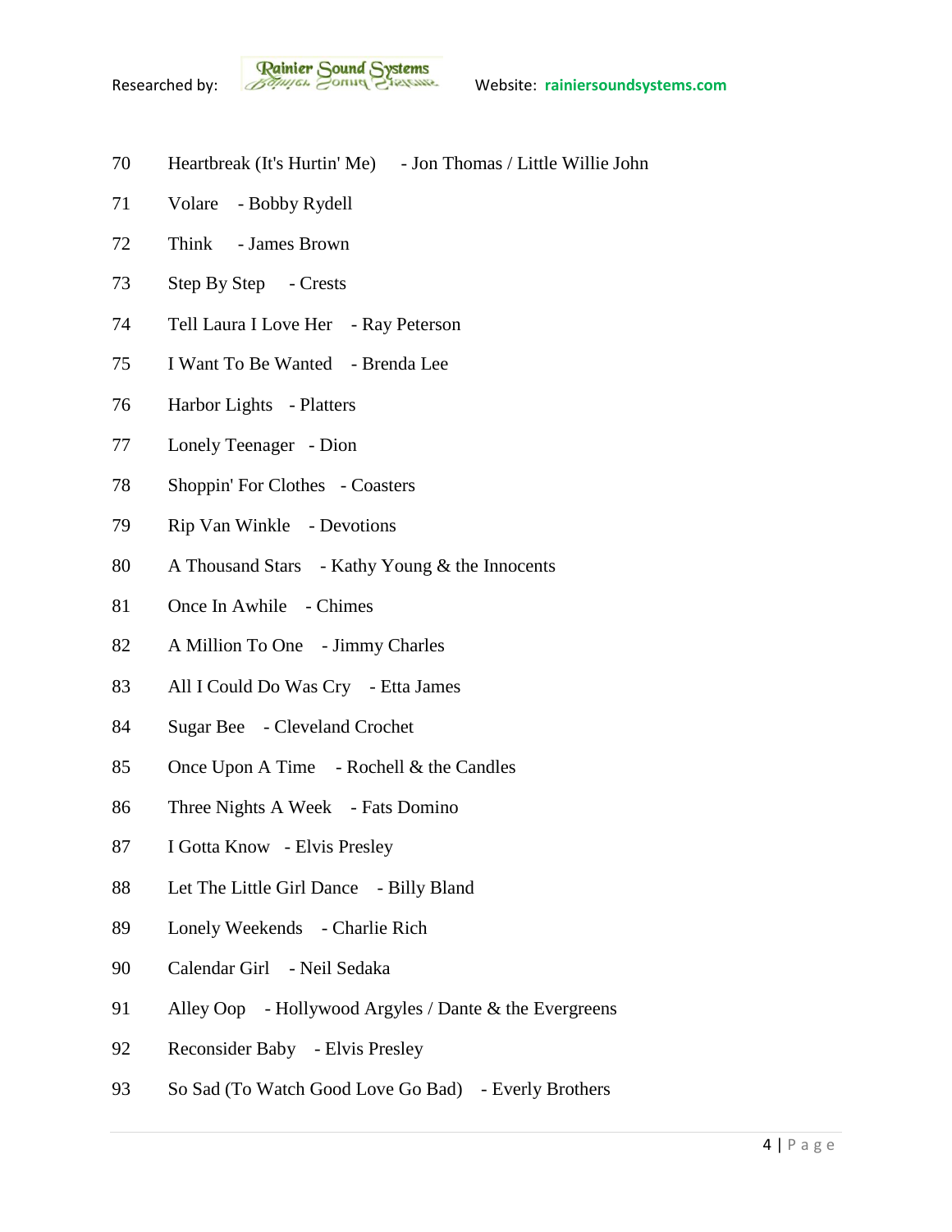70 Heartbreak (It's Hurtin' Me) - Jon Thomas / Little Willie John

71 Volare - Bobby Rydell

72 Think - James Brown

73 Step By Step - Crests

74 Tell Laura I Love Her - Ray Peterson

75 I Want To Be Wanted - Brenda Lee

76 Harbor Lights - Platters

77 Lonely Teenager - Dion

78 Shoppin' For Clothes - Coasters

79 Rip Van Winkle - Devotions

80 A Thousand Stars - Kathy Young & the Innocents

81 Once In Awhile - Chimes

82 A Million To One - Jimmy Charles

83 All I Could Do Was Cry - Etta James

84 Sugar Bee - Cleveland Crochet

85 Once Upon A Time - Rochell & the Candles

86 Three Nights A Week - Fats Domino

87 I Gotta Know - Elvis Presley

88 Let The Little Girl Dance - Billy Bland

89 Lonely Weekends - Charlie Rich

90 Calendar Girl - Neil Sedaka

91 Alley Oop - Hollywood Argyles / Dante & the Evergreens

92 Reconsider Baby - Elvis Presley

93 So Sad (To Watch Good Love Go Bad) - Everly Brothers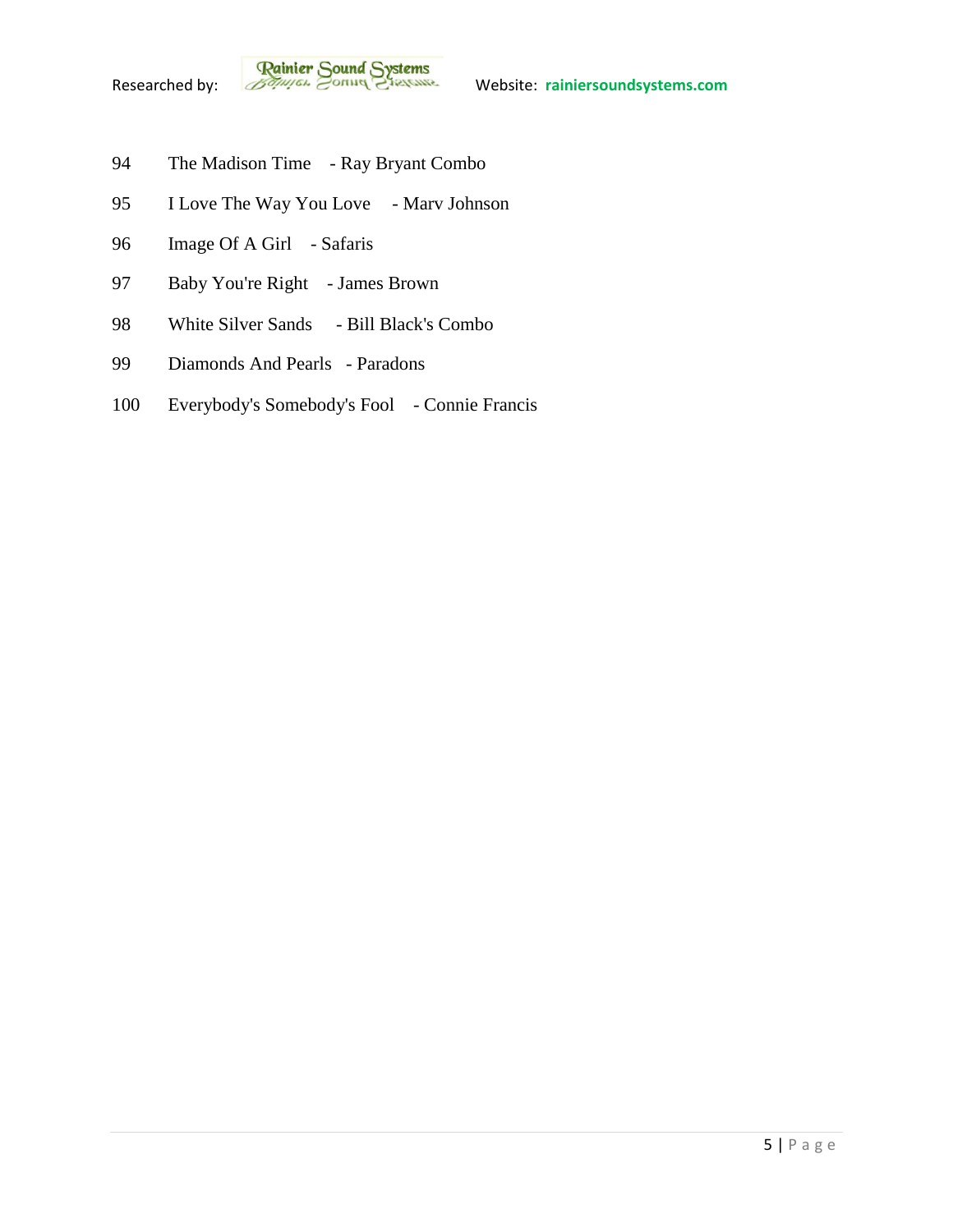94 The Madison Time - Ray Bryant Combo

95 I Love The Way You Love - Marv Johnson

96 Image Of A Girl - Safaris

97 Baby You're Right - James Brown

98 White Silver Sands - Bill Black's Combo

99 Diamonds And Pearls - Paradons

100 Everybody's Somebody's Fool - Connie Francis